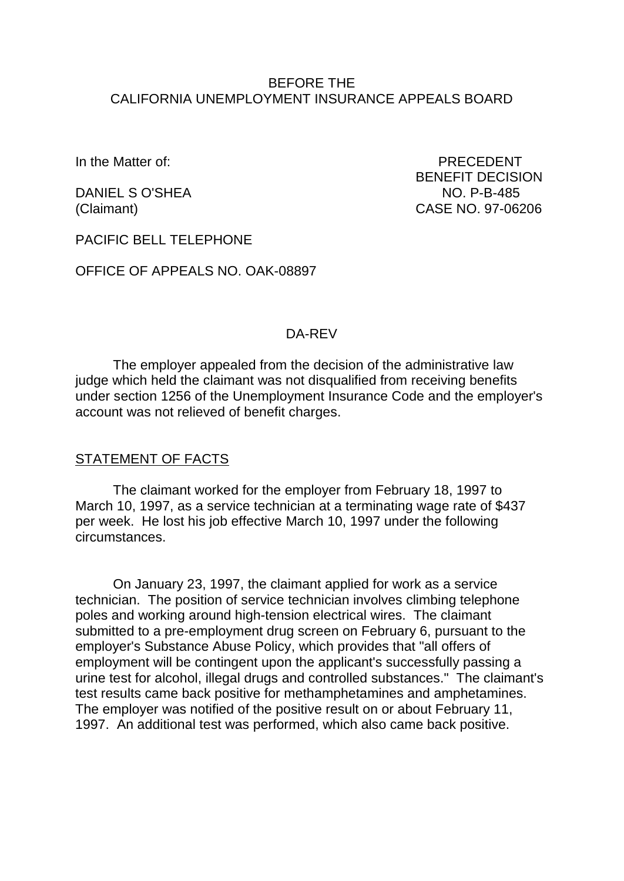BEFORE THE
CALIFORNIA UNEMPLOYMENT INSURANCE APPEALS BOARD

In the Matter of:

DANIEL S O'SHEA
(Claimant)

PACIFIC BELL TELEPHONE

OFFICE OF APPEALS NO. OAK-08897

PRECEDENT
BENEFIT DECISION
NO. P-B-485
CASE NO. 97-06206

DA-REV

The employer appealed from the decision of the administrative law judge which held the claimant was not disqualified from receiving benefits under section 1256 of the Unemployment Insurance Code and the employer's account was not relieved of benefit charges.

STATEMENT OF FACTS

The claimant worked for the employer from February 18, 1997 to March 10, 1997, as a service technician at a terminating wage rate of $437 per week. He lost his job effective March 10, 1997 under the following circumstances.

On January 23, 1997, the claimant applied for work as a service technician. The position of service technician involves climbing telephone poles and working around high-tension electrical wires. The claimant submitted to a pre-employment drug screen on February 6, pursuant to the employer's Substance Abuse Policy, which provides that "all offers of employment will be contingent upon the applicant's successfully passing a urine test for alcohol, illegal drugs and controlled substances." The claimant's test results came back positive for methamphetamines and amphetamines. The employer was notified of the positive result on or about February 11, 1997. An additional test was performed, which also came back positive.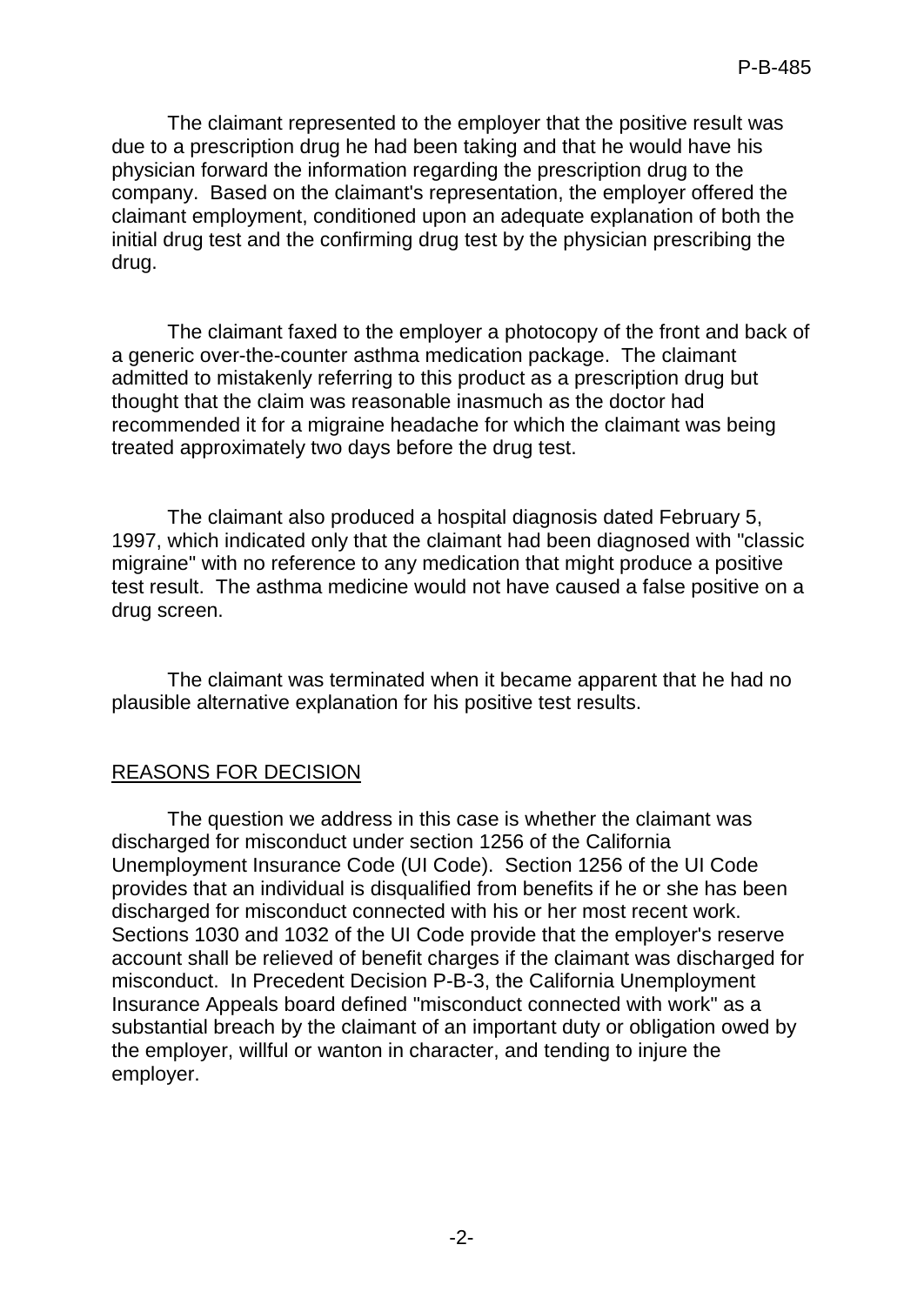The claimant represented to the employer that the positive result was due to a prescription drug he had been taking and that he would have his physician forward the information regarding the prescription drug to the company. Based on the claimant's representation, the employer offered the claimant employment, conditioned upon an adequate explanation of both the initial drug test and the confirming drug test by the physician prescribing the drug.

The claimant faxed to the employer a photocopy of the front and back of a generic over-the-counter asthma medication package. The claimant admitted to mistakenly referring to this product as a prescription drug but thought that the claim was reasonable inasmuch as the doctor had recommended it for a migraine headache for which the claimant was being treated approximately two days before the drug test.

The claimant also produced a hospital diagnosis dated February 5, 1997, which indicated only that the claimant had been diagnosed with "classic migraine" with no reference to any medication that might produce a positive test result. The asthma medicine would not have caused a false positive on a drug screen.

The claimant was terminated when it became apparent that he had no plausible alternative explanation for his positive test results.

## REASONS FOR DECISION

The question we address in this case is whether the claimant was discharged for misconduct under section 1256 of the California Unemployment Insurance Code (UI Code). Section 1256 of the UI Code provides that an individual is disqualified from benefits if he or she has been discharged for misconduct connected with his or her most recent work. Sections 1030 and 1032 of the UI Code provide that the employer's reserve account shall be relieved of benefit charges if the claimant was discharged for misconduct. In Precedent Decision P-B-3, the California Unemployment Insurance Appeals board defined "misconduct connected with work" as a substantial breach by the claimant of an important duty or obligation owed by the employer, willful or wanton in character, and tending to injure the employer.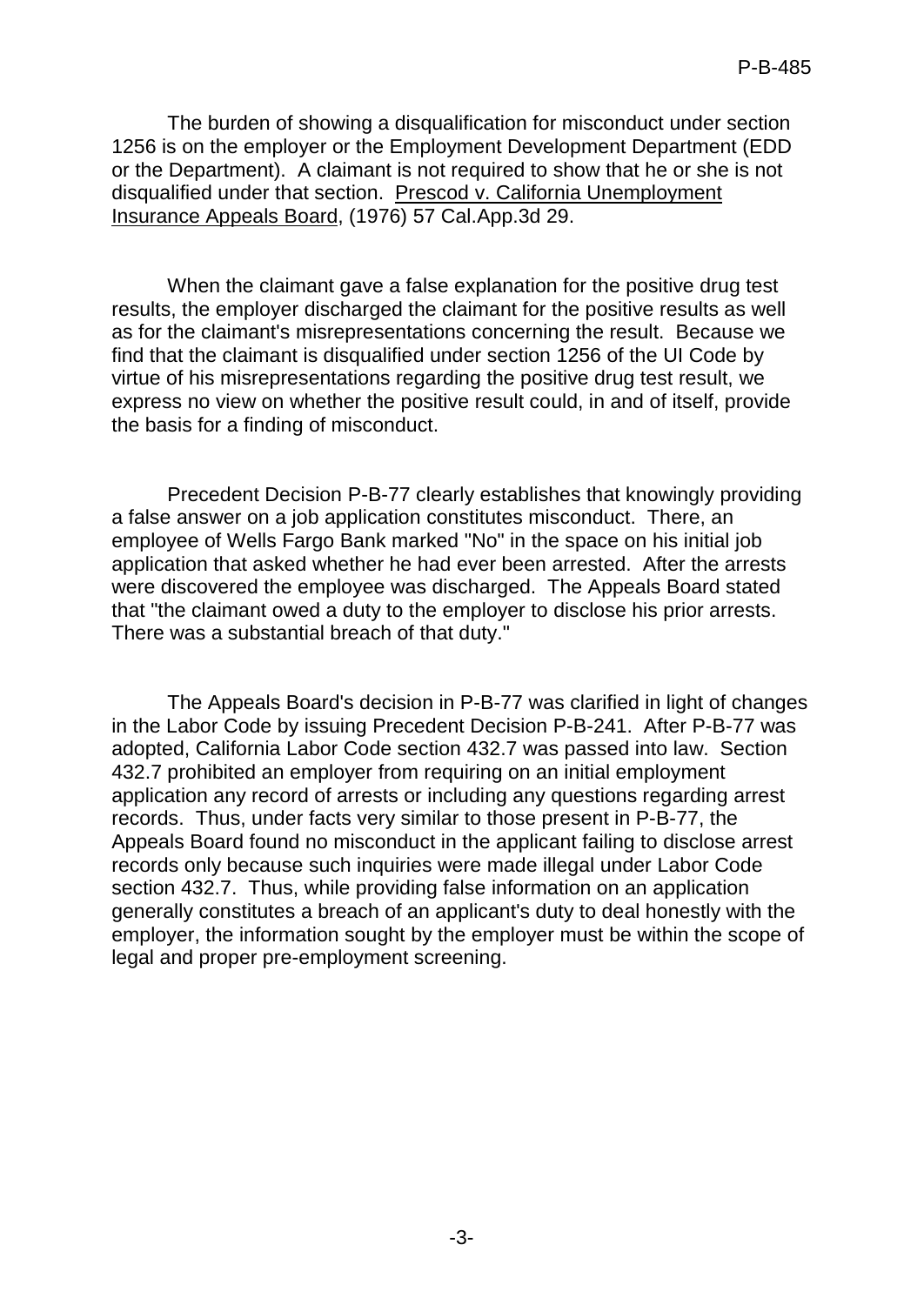The burden of showing a disqualification for misconduct under section 1256 is on the employer or the Employment Development Department (EDD or the Department). A claimant is not required to show that he or she is not disqualified under that section. Prescod v. California Unemployment Insurance Appeals Board, (1976) 57 Cal.App.3d 29.

When the claimant gave a false explanation for the positive drug test results, the employer discharged the claimant for the positive results as well as for the claimant's misrepresentations concerning the result. Because we find that the claimant is disqualified under section 1256 of the UI Code by virtue of his misrepresentations regarding the positive drug test result, we express no view on whether the positive result could, in and of itself, provide the basis for a finding of misconduct.

Precedent Decision P-B-77 clearly establishes that knowingly providing a false answer on a job application constitutes misconduct. There, an employee of Wells Fargo Bank marked "No" in the space on his initial job application that asked whether he had ever been arrested. After the arrests were discovered the employee was discharged. The Appeals Board stated that "the claimant owed a duty to the employer to disclose his prior arrests. There was a substantial breach of that duty."

The Appeals Board's decision in P-B-77 was clarified in light of changes in the Labor Code by issuing Precedent Decision P-B-241. After P-B-77 was adopted, California Labor Code section 432.7 was passed into law. Section 432.7 prohibited an employer from requiring on an initial employment application any record of arrests or including any questions regarding arrest records. Thus, under facts very similar to those present in P-B-77, the Appeals Board found no misconduct in the applicant failing to disclose arrest records only because such inquiries were made illegal under Labor Code section 432.7. Thus, while providing false information on an application generally constitutes a breach of an applicant's duty to deal honestly with the employer, the information sought by the employer must be within the scope of legal and proper pre-employment screening.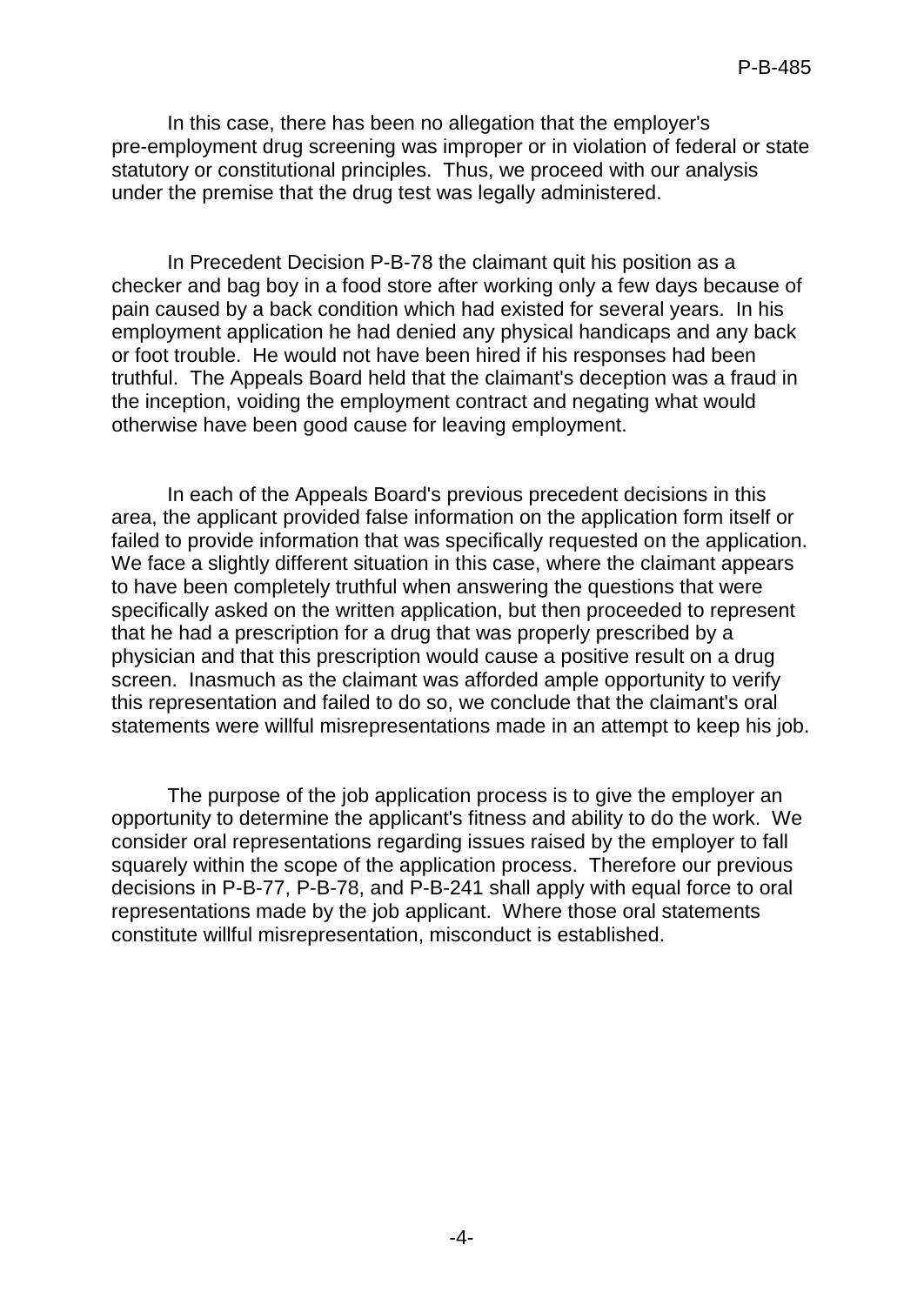In this case, there has been no allegation that the employer's pre-employment drug screening was improper or in violation of federal or state statutory or constitutional principles. Thus, we proceed with our analysis under the premise that the drug test was legally administered.

In Precedent Decision P-B-78 the claimant quit his position as a checker and bag boy in a food store after working only a few days because of pain caused by a back condition which had existed for several years. In his employment application he had denied any physical handicaps and any back or foot trouble. He would not have been hired if his responses had been truthful. The Appeals Board held that the claimant's deception was a fraud in the inception, voiding the employment contract and negating what would otherwise have been good cause for leaving employment.

In each of the Appeals Board's previous precedent decisions in this area, the applicant provided false information on the application form itself or failed to provide information that was specifically requested on the application. We face a slightly different situation in this case, where the claimant appears to have been completely truthful when answering the questions that were specifically asked on the written application, but then proceeded to represent that he had a prescription for a drug that was properly prescribed by a physician and that this prescription would cause a positive result on a drug screen. Inasmuch as the claimant was afforded ample opportunity to verify this representation and failed to do so, we conclude that the claimant's oral statements were willful misrepresentations made in an attempt to keep his job.

The purpose of the job application process is to give the employer an opportunity to determine the applicant's fitness and ability to do the work. We consider oral representations regarding issues raised by the employer to fall squarely within the scope of the application process. Therefore our previous decisions in P-B-77, P-B-78, and P-B-241 shall apply with equal force to oral representations made by the job applicant. Where those oral statements constitute willful misrepresentation, misconduct is established.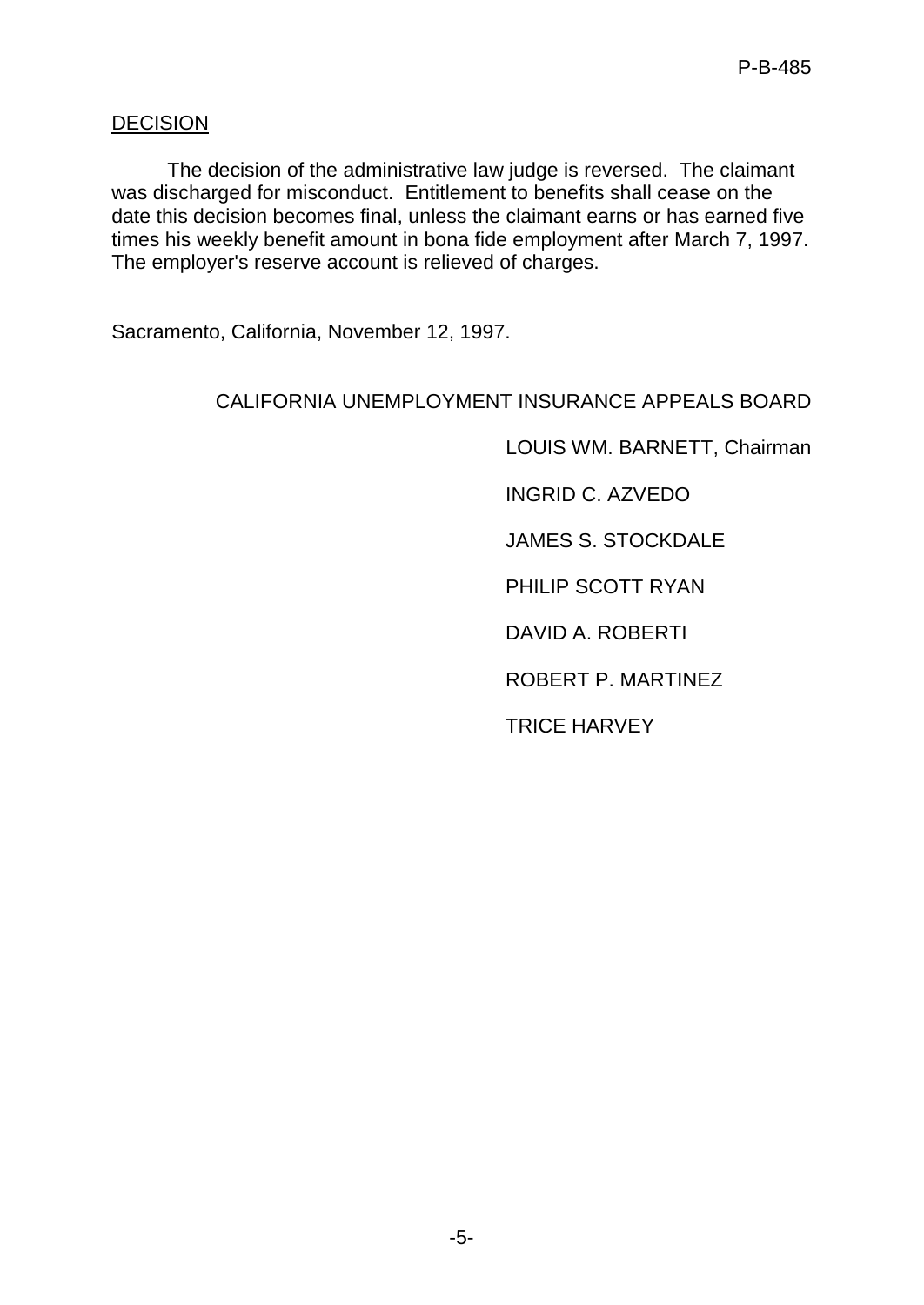## DECISION

The decision of the administrative law judge is reversed. The claimant was discharged for misconduct. Entitlement to benefits shall cease on the date this decision becomes final, unless the claimant earns or has earned five times his weekly benefit amount in bona fide employment after March 7, 1997. The employer's reserve account is relieved of charges.

Sacramento, California, November 12, 1997.

CALIFORNIA UNEMPLOYMENT INSURANCE APPEALS BOARD

LOUIS WM. BARNETT, Chairman

INGRID C. AZVEDO

JAMES S. STOCKDALE

PHILIP SCOTT RYAN

DAVID A. ROBERTI

ROBERT P. MARTINEZ

TRICE HARVEY